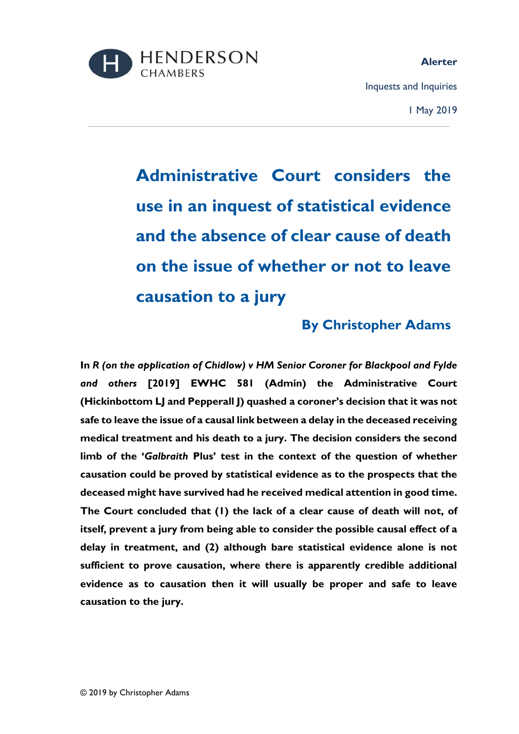HENDERSON CHAMBERS

**Alerter**

Inquests and Inquiries

1 May 2019

# Administrative Court considers the use in an inquest of statistical evidence and the absence of clear cause of death on the issue of whether or not to leave causation to a jury

## By Christopher Adams

**In *R (on the application of Chidlow) v HM Senior Coroner for Blackpool and Fylde and others* [2019] EWHC 581 (Admin) the Administrative Court (Hickinbottom LJ and Pepperall J) quashed a coroner's decision that it was not safe to leave the issue of a causal link between a delay in the deceased receiving medical treatment and his death to a jury. The decision considers the second limb of the '*Galbraith* Plus' test in the context of the question of whether causation could be proved by statistical evidence as to the prospects that the deceased might have survived had he received medical attention in good time. The Court concluded that (1) the lack of a clear cause of death will not, of itself, prevent a jury from being able to consider the possible causal effect of a delay in treatment, and (2) although bare statistical evidence alone is not sufficient to prove causation, where there is apparently credible additional evidence as to causation then it will usually be proper and safe to leave causation to the jury.**

© 2019 by Christopher Adams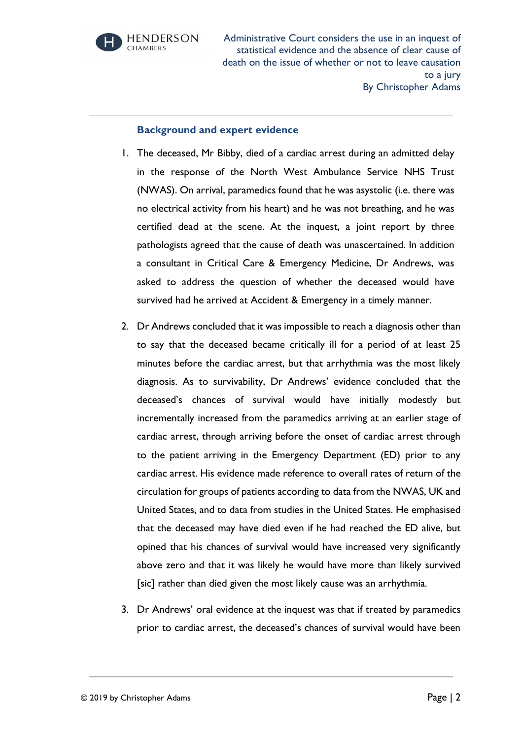### Background and expert evidence

1. The deceased, Mr Bibby, died of a cardiac arrest during an admitted delay in the response of the North West Ambulance Service NHS Trust (NWAS). On arrival, paramedics found that he was asystolic (i.e. there was no electrical activity from his heart) and he was not breathing, and he was certified dead at the scene. At the inquest, a joint report by three pathologists agreed that the cause of death was unascertained. In addition a consultant in Critical Care & Emergency Medicine, Dr Andrews, was asked to address the question of whether the deceased would have survived had he arrived at Accident & Emergency in a timely manner.

2. Dr Andrews concluded that it was impossible to reach a diagnosis other than to say that the deceased became critically ill for a period of at least 25 minutes before the cardiac arrest, but that arrhythmia was the most likely diagnosis. As to survivability, Dr Andrews' evidence concluded that the deceased's chances of survival would have initially modestly but incrementally increased from the paramedics arriving at an earlier stage of cardiac arrest, through arriving before the onset of cardiac arrest through to the patient arriving in the Emergency Department (ED) prior to any cardiac arrest. His evidence made reference to overall rates of return of the circulation for groups of patients according to data from the NWAS, UK and United States, and to data from studies in the United States. He emphasised that the deceased may have died even if he had reached the ED alive, but opined that his chances of survival would have increased very significantly above zero and that it was likely he would have more than likely survived [sic] rather than died given the most likely cause was an arrhythmia.

3. Dr Andrews' oral evidence at the inquest was that if treated by paramedics prior to cardiac arrest, the deceased's chances of survival would have been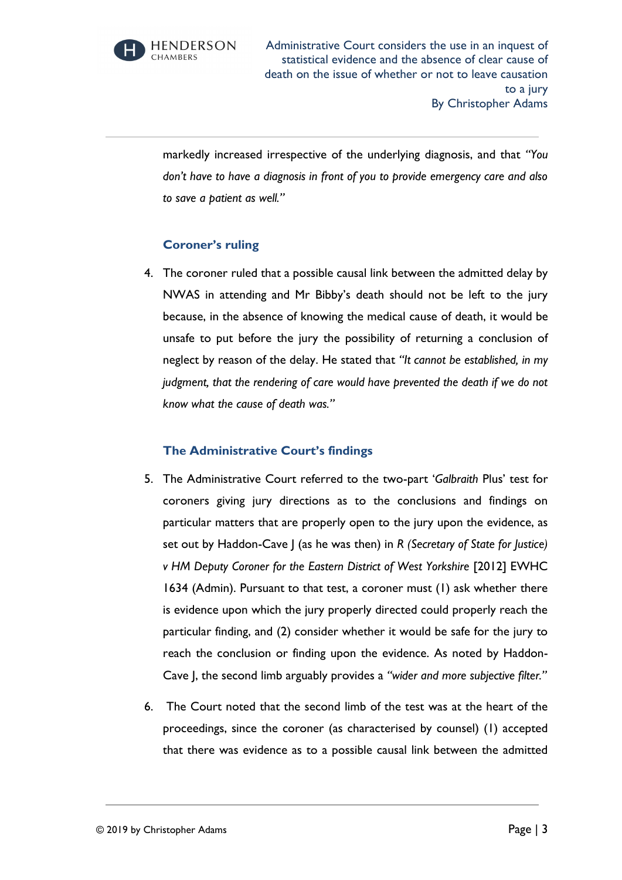markedly increased irrespective of the underlying diagnosis, and that *"You don't have to have a diagnosis in front of you to provide emergency care and also to save a patient as well."*

### Coroner's ruling

4. The coroner ruled that a possible causal link between the admitted delay by NWAS in attending and Mr Bibby's death should not be left to the jury because, in the absence of knowing the medical cause of death, it would be unsafe to put before the jury the possibility of returning a conclusion of neglect by reason of the delay. He stated that *"It cannot be established, in my judgment, that the rendering of care would have prevented the death if we do not know what the cause of death was."*

### The Administrative Court's findings

5. The Administrative Court referred to the two-part '*Galbraith* Plus' test for coroners giving jury directions as to the conclusions and findings on particular matters that are properly open to the jury upon the evidence, as set out by Haddon-Cave J (as he was then) in *R (Secretary of State for Justice) v HM Deputy Coroner for the Eastern District of West Yorkshire* [2012] EWHC 1634 (Admin). Pursuant to that test, a coroner must (1) ask whether there is evidence upon which the jury properly directed could properly reach the particular finding, and (2) consider whether it would be safe for the jury to reach the conclusion or finding upon the evidence. As noted by Haddon-Cave J, the second limb arguably provides a *"wider and more subjective filter."*

6. The Court noted that the second limb of the test was at the heart of the proceedings, since the coroner (as characterised by counsel) (1) accepted that there was evidence as to a possible causal link between the admitted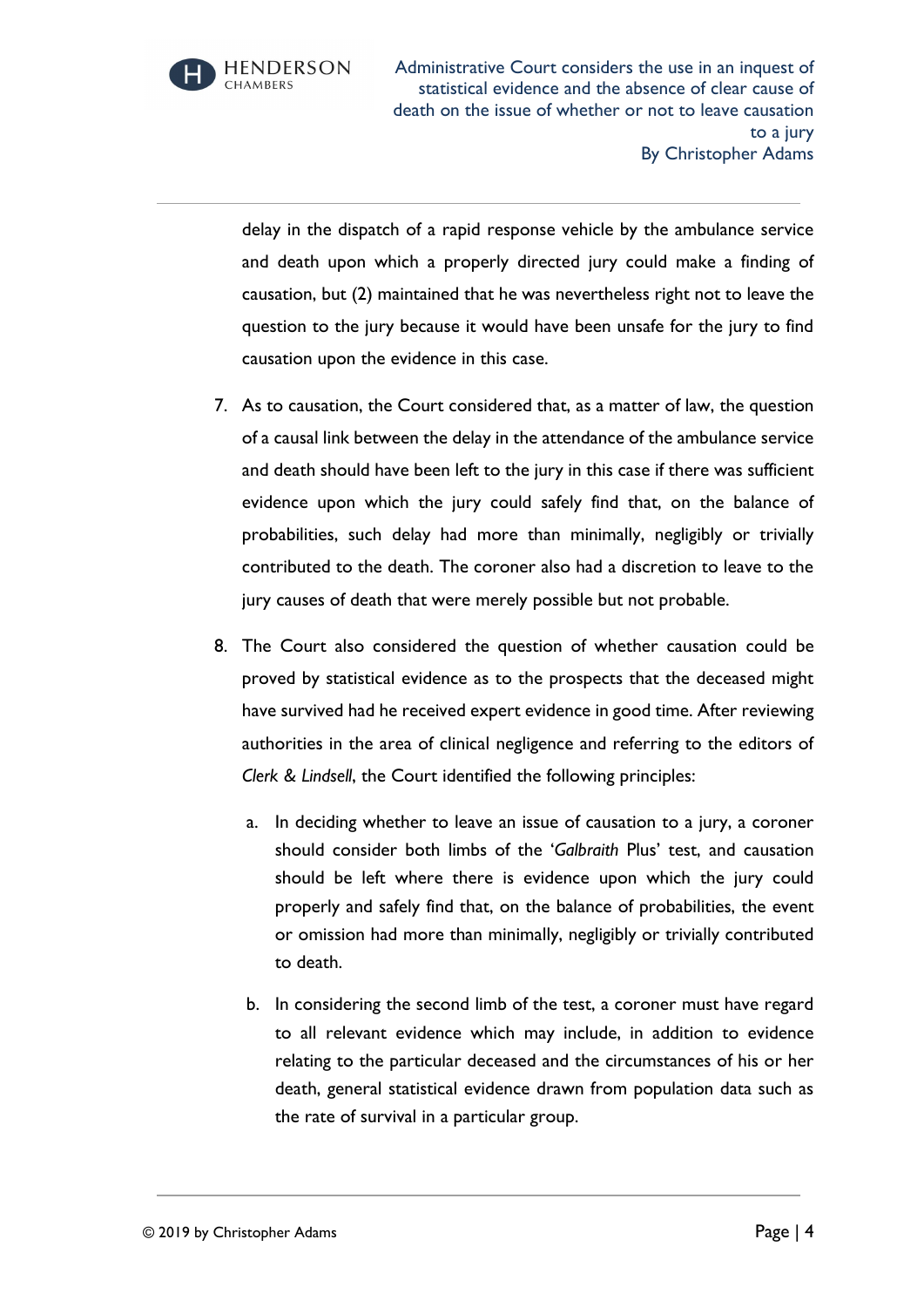delay in the dispatch of a rapid response vehicle by the ambulance service and death upon which a properly directed jury could make a finding of causation, but (2) maintained that he was nevertheless right not to leave the question to the jury because it would have been unsafe for the jury to find causation upon the evidence in this case.

7. As to causation, the Court considered that, as a matter of law, the question of a causal link between the delay in the attendance of the ambulance service and death should have been left to the jury in this case if there was sufficient evidence upon which the jury could safely find that, on the balance of probabilities, such delay had more than minimally, negligibly or trivially contributed to the death. The coroner also had a discretion to leave to the jury causes of death that were merely possible but not probable.

8. The Court also considered the question of whether causation could be proved by statistical evidence as to the prospects that the deceased might have survived had he received expert evidence in good time. After reviewing authorities in the area of clinical negligence and referring to the editors of *Clerk & Lindsell*, the Court identified the following principles:

   a. In deciding whether to leave an issue of causation to a jury, a coroner should consider both limbs of the '*Galbraith* Plus' test, and causation should be left where there is evidence upon which the jury could properly and safely find that, on the balance of probabilities, the event or omission had more than minimally, negligibly or trivially contributed to death.

   b. In considering the second limb of the test, a coroner must have regard to all relevant evidence which may include, in addition to evidence relating to the particular deceased and the circumstances of his or her death, general statistical evidence drawn from population data such as the rate of survival in a particular group.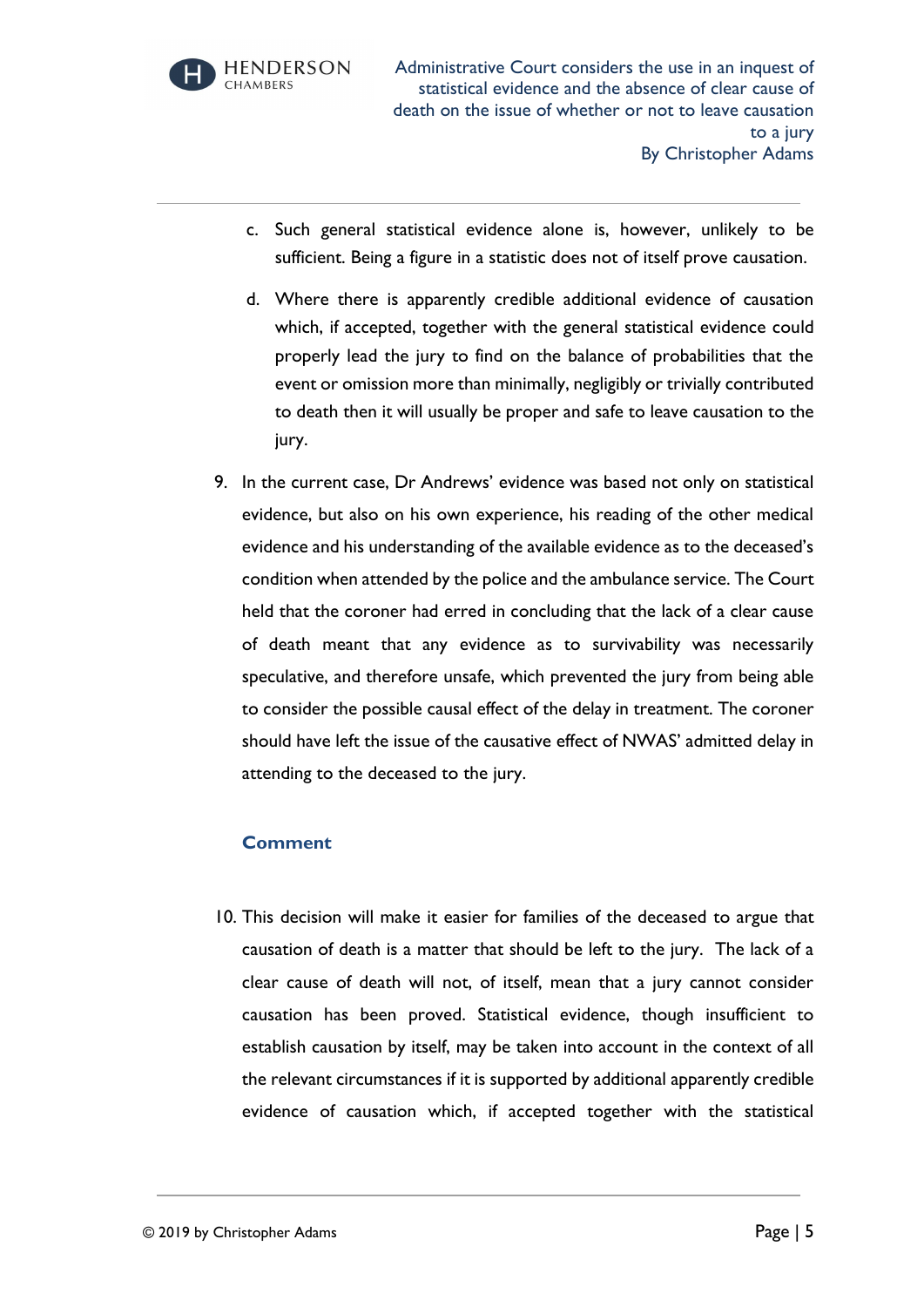c. Such general statistical evidence alone is, however, unlikely to be sufficient. Being a figure in a statistic does not of itself prove causation.

d. Where there is apparently credible additional evidence of causation which, if accepted, together with the general statistical evidence could properly lead the jury to find on the balance of probabilities that the event or omission more than minimally, negligibly or trivially contributed to death then it will usually be proper and safe to leave causation to the jury.

9. In the current case, Dr Andrews' evidence was based not only on statistical evidence, but also on his own experience, his reading of the other medical evidence and his understanding of the available evidence as to the deceased's condition when attended by the police and the ambulance service. The Court held that the coroner had erred in concluding that the lack of a clear cause of death meant that any evidence as to survivability was necessarily speculative, and therefore unsafe, which prevented the jury from being able to consider the possible causal effect of the delay in treatment. The coroner should have left the issue of the causative effect of NWAS' admitted delay in attending to the deceased to the jury.

### Comment

10. This decision will make it easier for families of the deceased to argue that causation of death is a matter that should be left to the jury. The lack of a clear cause of death will not, of itself, mean that a jury cannot consider causation has been proved. Statistical evidence, though insufficient to establish causation by itself, may be taken into account in the context of all the relevant circumstances if it is supported by additional apparently credible evidence of causation which, if accepted together with the statistical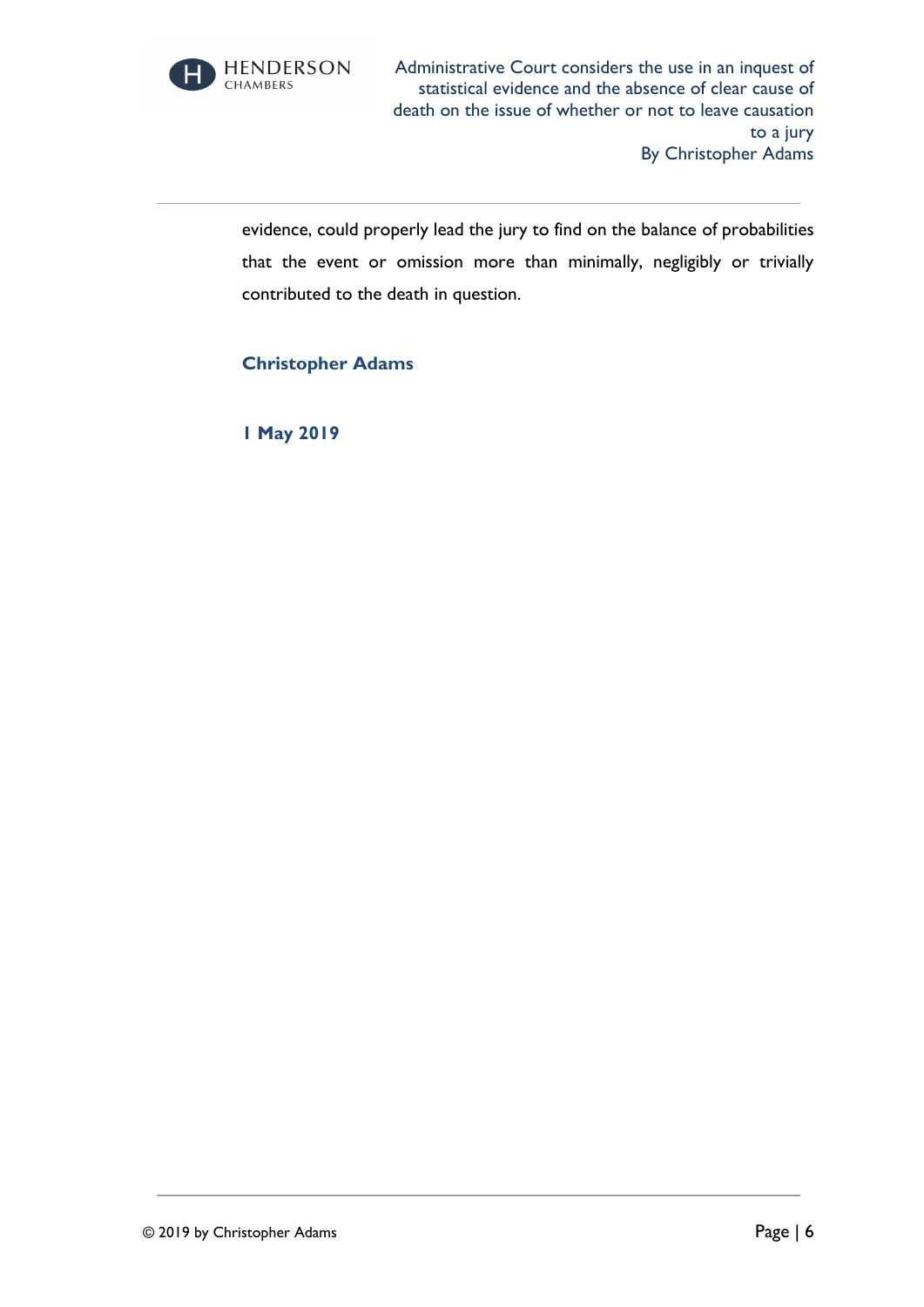evidence, could properly lead the jury to find on the balance of probabilities that the event or omission more than minimally, negligibly or trivially contributed to the death in question.

**Christopher Adams**

**1 May 2019**